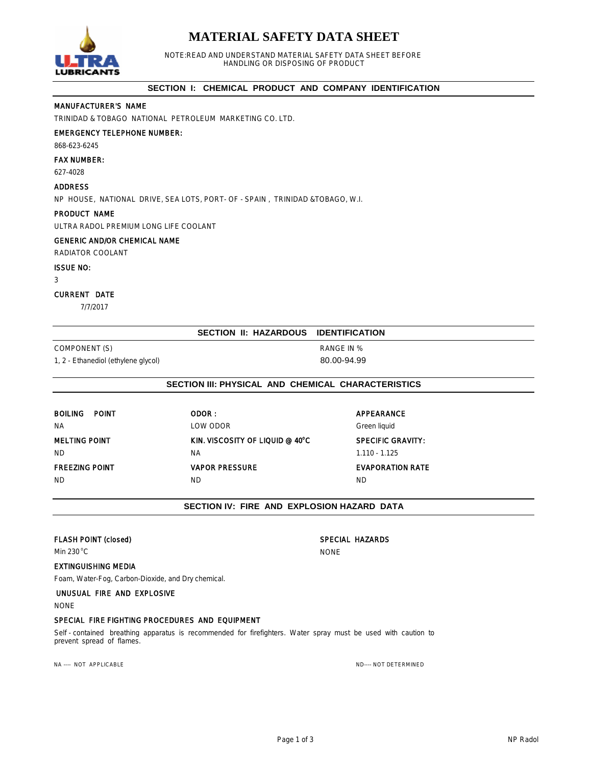# MATERIAL SAFETY DATA SHEET

NOTE:READ AND UNDERSTAND MATERIAL SAFETY DATA SHEET BEFORE HANDLING OR DISPOSING OF PRODUCT

## SECTION I: CHEMICAL PRODUCT AND COMPANY IDENTIFICATION

**MANUFACTURER'S NAME**

TRINIDAD & TOBAGO NATIONAL PETROLEUM MARKETING CO. LTD.

**EMERGENCY TELEPHONE NUMBER:**

868-623-6245

**FAX NUMBER:**

627-4028

**ADDRESS**

NP HOUSE, NATIONAL DRIVE, SEA LOTS, PORT- OF - SPAIN , TRINIDAD &TOBAGO, W.I.

**PRODUCT NAME**

ULTRA RADOL PREMIUM LONG LIFE COOLANT

**GENERIC AND/OR CHEMICAL NAME**

RADIATOR COOLANT

**ISSUE NO:**

3

**CURRENT DATE**

7/7/2017

## SECTION II: HAZARDOUS IDENTIFICATION

| COMPONENT (S) | RANGE IN % |
|---|---|
| 1, 2 - Ethanediol (ethylene glycol) | 80.00-94.99 |

## SECTION III: PHYSICAL AND CHEMICAL CHARACTERISTICS

**BOILING POINT**

NA

**MELTING POINT**

ND

**FREEZING POINT**

ND

**ODOR :**

LOW ODOR

**KIN. VISCOSITY OF LIQUID @ 40°C**

NA

**VAPOR PRESSURE**

ND

**APPEARANCE**

Green liquid

**SPECIFIC GRAVITY:**

1.110 - 1.125

**EVAPORATION RATE**

ND

## SECTION IV: FIRE AND EXPLOSION HAZARD DATA

**FLASH POINT (closed)**

Min 230°C

**SPECIAL HAZARDS**

NONE

**EXTINGUISHING MEDIA**

Foam, Water-Fog, Carbon-Dioxide, and Dry chemical.

**UNUSUAL FIRE AND EXPLOSIVE**

NONE

**SPECIAL FIRE FIGHTING PROCEDURES AND EQUIPMENT**

Self - contained breathing apparatus is recommended for firefighters. Water spray must be used with caution to prevent spread of flames.

NA ---- NOT APPLICABLE

ND---- NOT DETERMINED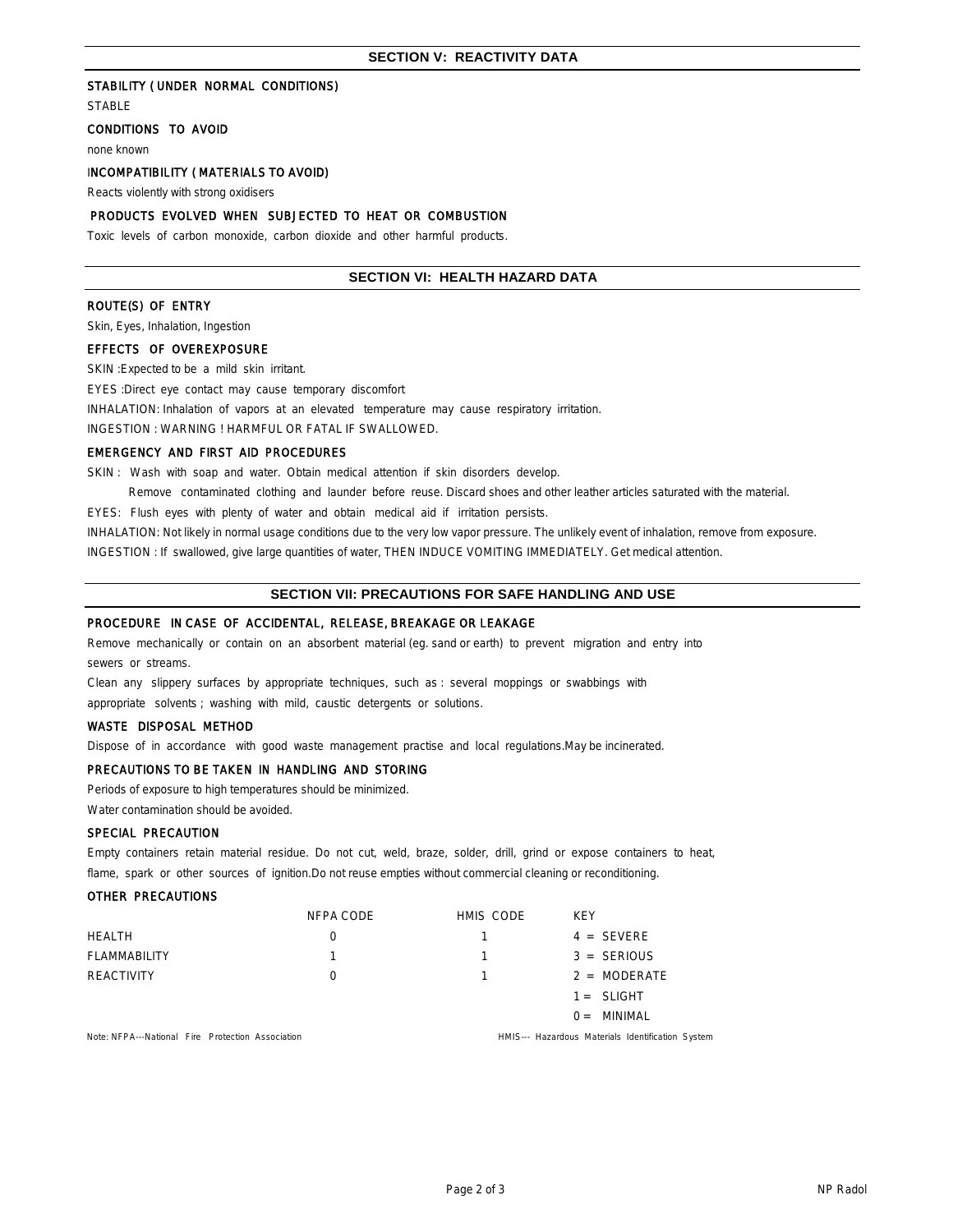## SECTION V: REACTIVITY DATA

### STABILITY ( UNDER NORMAL CONDITIONS)

STABLE

### CONDITIONS TO AVOID

none known

### INCOMPATIBILITY ( MATERIALS TO AVOID)

Reacts violently with strong oxidisers

### PRODUCTS EVOLVED WHEN SUBJECTED TO HEAT OR COMBUSTION

Toxic levels of carbon monoxide, carbon dioxide and other harmful products.

## SECTION VI: HEALTH HAZARD DATA

### ROUTE(S) OF ENTRY

Skin, Eyes, Inhalation, Ingestion

### EFFECTS OF OVEREXPOSURE

SKIN :Expected to be a mild skin irritant.

EYES :Direct eye contact may cause temporary discomfort

INHALATION: Inhalation of vapors at an elevated temperature may cause respiratory irritation.

INGESTION : WARNING ! HARMFUL OR FATAL IF SWALLOWED.

### EMERGENCY AND FIRST AID PROCEDURES

SKIN : Wash with soap and water. Obtain medical attention if skin disorders develop.

Remove contaminated clothing and launder before reuse. Discard shoes and other leather articles saturated with the material.

EYES: Flush eyes with plenty of water and obtain medical aid if irritation persists.

INHALATION: Not likely in normal usage conditions due to the very low vapor pressure. The unlikely event of inhalation, remove from exposure.

INGESTION : If swallowed, give large quantities of water, THEN INDUCE VOMITING IMMEDIATELY. Get medical attention.

## SECTION VII: PRECAUTIONS FOR SAFE HANDLING AND USE

### PROCEDURE IN CASE OF ACCIDENTAL, RELEASE, BREAKAGE OR LEAKAGE

Remove mechanically or contain on an absorbent material (eg. sand or earth) to prevent migration and entry into sewers or streams.

Clean any slippery surfaces by appropriate techniques, such as : several moppings or swabbings with appropriate solvents ; washing with mild, caustic detergents or solutions.

### WASTE DISPOSAL METHOD

Dispose of in accordance with good waste management practise and local regulations.May be incinerated.

### PRECAUTIONS TO BE TAKEN IN HANDLING AND STORING

Periods of exposure to high temperatures should be minimized.

Water contamination should be avoided.

### SPECIAL PRECAUTION

Empty containers retain material residue. Do not cut, weld, braze, solder, drill, grind or expose containers to heat, flame, spark or other sources of ignition.Do not reuse empties without commercial cleaning or reconditioning.

### OTHER PRECAUTIONS

| | NFPA CODE | HMIS CODE | KEY |
|---|---|---|---|
| HEALTH | 0 | 1 | 4 = SEVERE |
| FLAMMABILITY | 1 | 1 | 3 = SERIOUS |
| REACTIVITY | 0 | 1 | 2 = MODERATE |
| | | | 1 = SLIGHT |
| | | | 0 = MINIMAL |

Note: NFPA---National Fire Protection Association

HMIS--- Hazardous Materials Identification System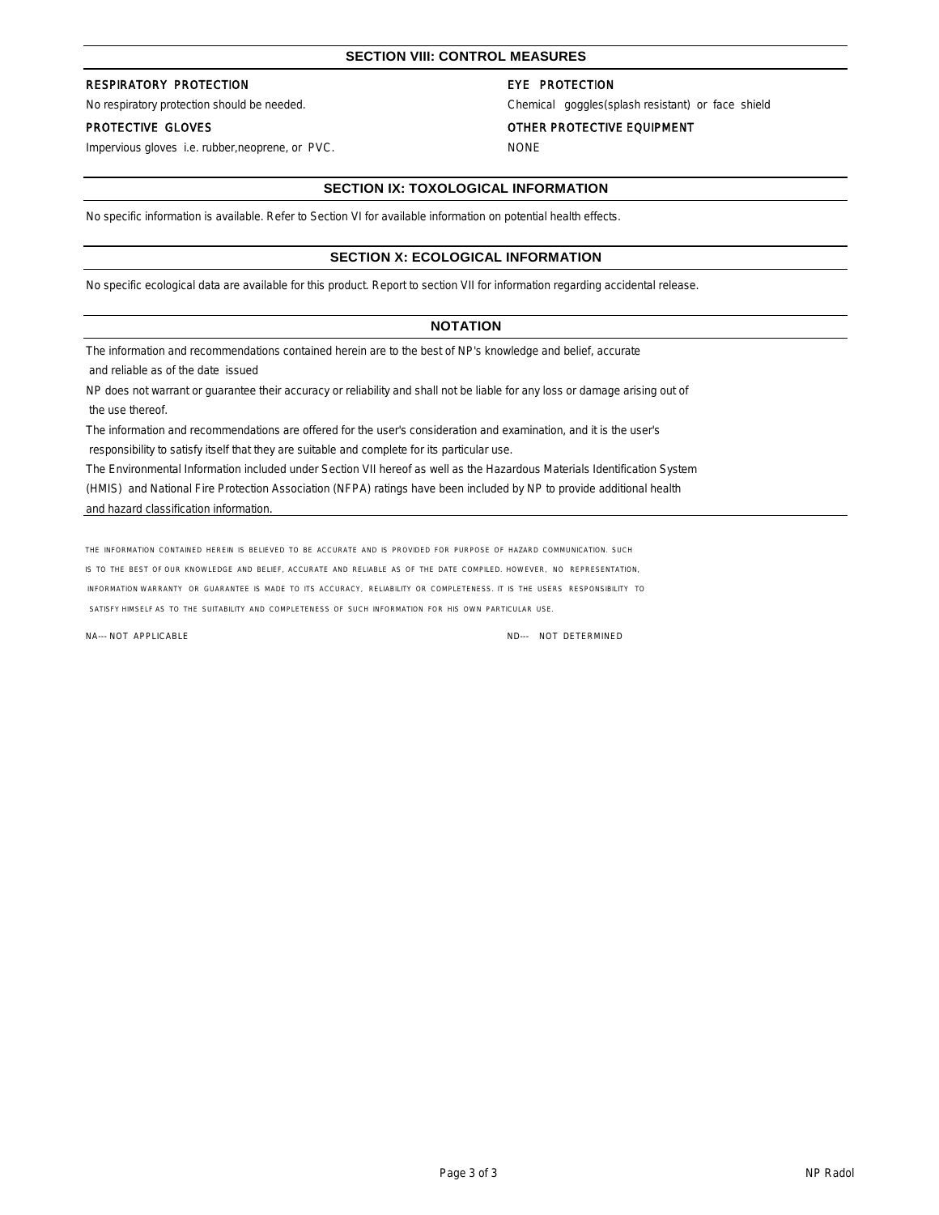## SECTION VIII: CONTROL MEASURES

**RESPIRATORY PROTECTION**

No respiratory protection should be needed.

**PROTECTIVE GLOVES**

Impervious gloves i.e. rubber,neoprene, or PVC.

**EYE PROTECTION**

Chemical goggles(splash resistant) or face shield

**OTHER PROTECTIVE EQUIPMENT**

NONE

## SECTION IX: TOXOLOGICAL INFORMATION

No specific information is available. Refer to Section VI for available information on potential health effects.

## SECTION X: ECOLOGICAL INFORMATION

No specific ecological data are available for this product. Report to section VII for information regarding accidental release.

## NOTATION

The information and recommendations contained herein are to the best of NP's knowledge and belief, accurate and reliable as of the date issued

NP does not warrant or guarantee their accuracy or reliability and shall not be liable for any loss or damage arising out of the use thereof.

The information and recommendations are offered for the user's consideration and examination, and it is the user's responsibility to satisfy itself that they are suitable and complete for its particular use.

The Environmental Information included under Section VII hereof as well as the Hazardous Materials Identification System (HMIS) and National Fire Protection Association (NFPA) ratings have been included by NP to provide additional health and hazard classification information.

THE INFORMATION CONTAINED HEREIN IS BELIEVED TO BE ACCURATE AND IS PROVIDED FOR PURPOSE OF HAZARD COMMUNICATION. SUCH IS TO THE BEST OF OUR KNOWLEDGE AND BELIEF, ACCURATE AND RELIABLE AS OF THE DATE COMPILED. HOWEVER, NO REPRESENTATION, INFORMATION WARRANTY OR GUARANTEE IS MADE TO ITS ACCURACY, RELIABILITY OR COMPLETENESS. IT IS THE USERS RESPONSIBILITY TO SATISFY HIMSELF AS TO THE SUITABILITY AND COMPLETENESS OF SUCH INFORMATION FOR HIS OWN PARTICULAR USE.

NA--- NOT APPLICABLE

ND--- NOT DETERMINED